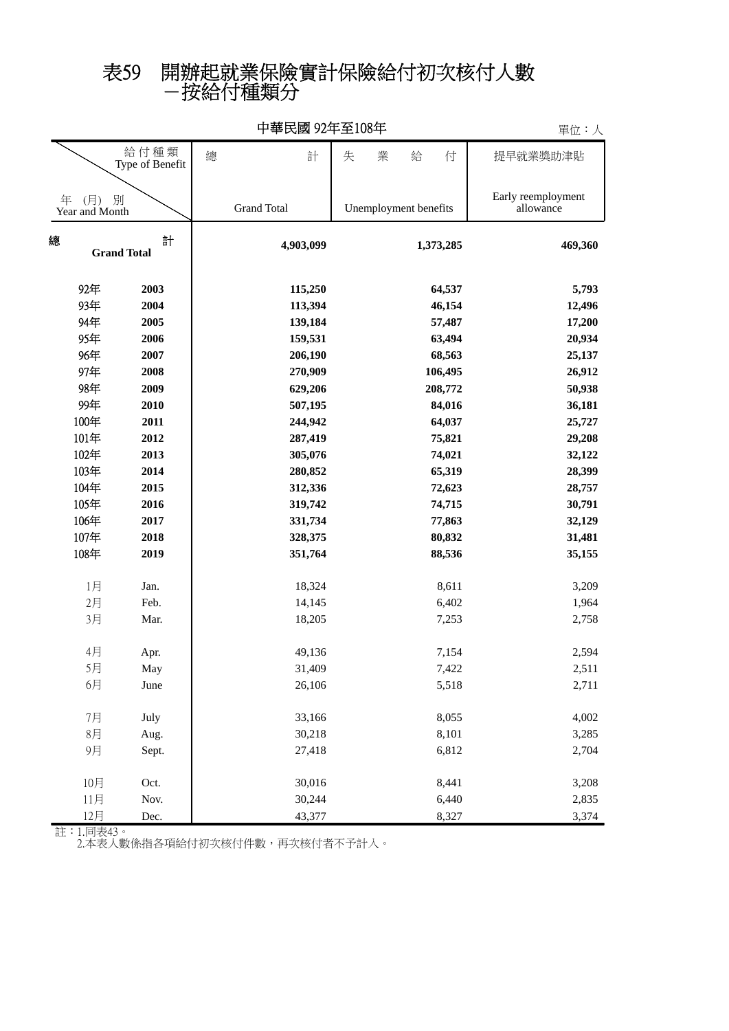# 表59　開辦起就業保險實計保險給付初次核付人數
## －按給付種類分

中華民國 92年至108年

單位：人

| 年 (月) 別 Year and Month | | 總計 Grand Total | 失業給付 Unemployment benefits | 提早就業獎助津貼 Early reemployment allowance |
|---|---|---|---|---|
| **總計 Grand Total** | | **4,903,099** | **1,373,285** | **469,360** |
| 92年 | **2003** | **115,250** | **64,537** | **5,793** |
| 93年 | **2004** | **113,394** | **46,154** | **12,496** |
| 94年 | **2005** | **139,184** | **57,487** | **17,200** |
| 95年 | **2006** | **159,531** | **63,494** | **20,934** |
| 96年 | **2007** | **206,190** | **68,563** | **25,137** |
| 97年 | **2008** | **270,909** | **106,495** | **26,912** |
| 98年 | **2009** | **629,206** | **208,772** | **50,938** |
| 99年 | **2010** | **507,195** | **84,016** | **36,181** |
| 100年 | **2011** | **244,942** | **64,037** | **25,727** |
| 101年 | **2012** | **287,419** | **75,821** | **29,208** |
| 102年 | **2013** | **305,076** | **74,021** | **32,122** |
| 103年 | **2014** | **280,852** | **65,319** | **28,399** |
| 104年 | **2015** | **312,336** | **72,623** | **28,757** |
| 105年 | **2016** | **319,742** | **74,715** | **30,791** |
| 106年 | **2017** | **331,734** | **77,863** | **32,129** |
| 107年 | **2018** | **328,375** | **80,832** | **31,481** |
| 108年 | **2019** | **351,764** | **88,536** | **35,155** |
| 1月 | Jan. | 18,324 | 8,611 | 3,209 |
| 2月 | Feb. | 14,145 | 6,402 | 1,964 |
| 3月 | Mar. | 18,205 | 7,253 | 2,758 |
| 4月 | Apr. | 49,136 | 7,154 | 2,594 |
| 5月 | May | 31,409 | 7,422 | 2,511 |
| 6月 | June | 26,106 | 5,518 | 2,711 |
| 7月 | July | 33,166 | 8,055 | 4,002 |
| 8月 | Aug. | 30,218 | 8,101 | 3,285 |
| 9月 | Sept. | 27,418 | 6,812 | 2,704 |
| 10月 | Oct. | 30,016 | 8,441 | 3,208 |
| 11月 | Nov. | 30,244 | 6,440 | 2,835 |
| 12月 | Dec. | 43,377 | 8,327 | 3,374 |

註：1.同表43。
　　2.本表人數係指各項給付初次核付件數，再次核付者不予計入。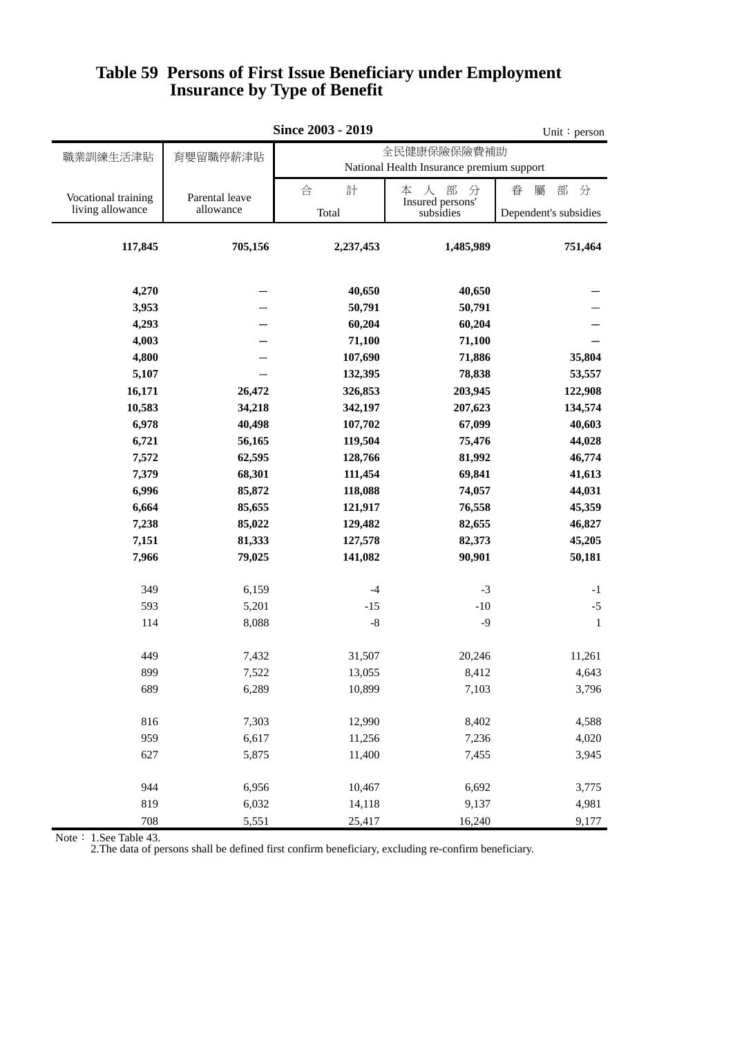# Table 59 Persons of First Issue Beneficiary under Employment Insurance by Type of Benefit

**Since 2003 - 2019**

Unit：person

| 職業訓練生活津貼 Vocational training living allowance | 育嬰留職停薪津貼 Parental leave allowance | 全民健康保險保險費補助 National Health Insurance premium support | | |
|---|---|---|---|---|
| | | 合　計 Total | 本人部分 Insured persons' subsidies | 眷屬部分 Dependent's subsidies |
| **117,845** | **705,156** | **2,237,453** | **1,485,989** | **751,464** |
| **4,270** | **—** | **40,650** | **40,650** | **—** |
| **3,953** | **—** | **50,791** | **50,791** | **—** |
| **4,293** | **—** | **60,204** | **60,204** | **—** |
| **4,003** | **—** | **71,100** | **71,100** | **—** |
| **4,800** | **—** | **107,690** | **71,886** | **35,804** |
| **5,107** | **—** | **132,395** | **78,838** | **53,557** |
| **16,171** | **26,472** | **326,853** | **203,945** | **122,908** |
| **10,583** | **34,218** | **342,197** | **207,623** | **134,574** |
| **6,978** | **40,498** | **107,702** | **67,099** | **40,603** |
| **6,721** | **56,165** | **119,504** | **75,476** | **44,028** |
| **7,572** | **62,595** | **128,766** | **81,992** | **46,774** |
| **7,379** | **68,301** | **111,454** | **69,841** | **41,613** |
| **6,996** | **85,872** | **118,088** | **74,057** | **44,031** |
| **6,664** | **85,655** | **121,917** | **76,558** | **45,359** |
| **7,238** | **85,022** | **129,482** | **82,655** | **46,827** |
| **7,151** | **81,333** | **127,578** | **82,373** | **45,205** |
| **7,966** | **79,025** | **141,082** | **90,901** | **50,181** |
| 349 | 6,159 | -4 | -3 | -1 |
| 593 | 5,201 | -15 | -10 | -5 |
| 114 | 8,088 | -8 | -9 | 1 |
| 449 | 7,432 | 31,507 | 20,246 | 11,261 |
| 899 | 7,522 | 13,055 | 8,412 | 4,643 |
| 689 | 6,289 | 10,899 | 7,103 | 3,796 |
| 816 | 7,303 | 12,990 | 8,402 | 4,588 |
| 959 | 6,617 | 11,256 | 7,236 | 4,020 |
| 627 | 5,875 | 11,400 | 7,455 | 3,945 |
| 944 | 6,956 | 10,467 | 6,692 | 3,775 |
| 819 | 6,032 | 14,118 | 9,137 | 4,981 |
| 708 | 5,551 | 25,417 | 16,240 | 9,177 |

Note： 1.See Table 43.
2.The data of persons shall be defined first confirm beneficiary, excluding re-confirm beneficiary.